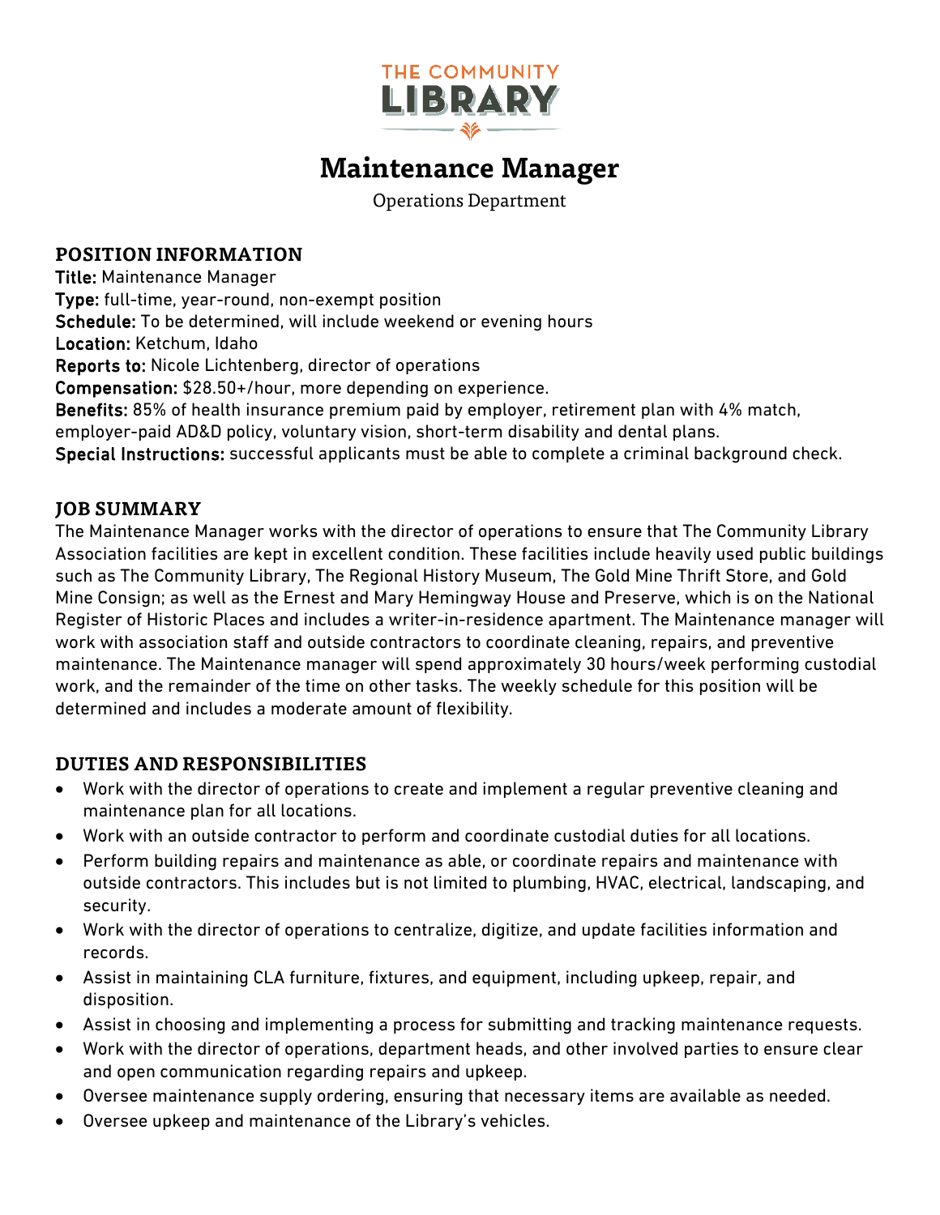THE COMMUNITY
LIBRARY

# Maintenance Manager

Operations Department

## POSITION INFORMATION

**Title:** Maintenance Manager
**Type:** full-time, year-round, non-exempt position
**Schedule:** To be determined, will include weekend or evening hours
**Location:** Ketchum, Idaho
**Reports to:** Nicole Lichtenberg, director of operations
**Compensation:** $28.50+/hour, more depending on experience.
**Benefits:** 85% of health insurance premium paid by employer, retirement plan with 4% match, employer-paid AD&D policy, voluntary vision, short-term disability and dental plans.
**Special Instructions:** successful applicants must be able to complete a criminal background check.

## JOB SUMMARY

The Maintenance Manager works with the director of operations to ensure that The Community Library Association facilities are kept in excellent condition. These facilities include heavily used public buildings such as The Community Library, The Regional History Museum, The Gold Mine Thrift Store, and Gold Mine Consign; as well as the Ernest and Mary Hemingway House and Preserve, which is on the National Register of Historic Places and includes a writer-in-residence apartment. The Maintenance manager will work with association staff and outside contractors to coordinate cleaning, repairs, and preventive maintenance. The Maintenance manager will spend approximately 30 hours/week performing custodial work, and the remainder of the time on other tasks. The weekly schedule for this position will be determined and includes a moderate amount of flexibility.

## DUTIES AND RESPONSIBILITIES

- Work with the director of operations to create and implement a regular preventive cleaning and maintenance plan for all locations.
- Work with an outside contractor to perform and coordinate custodial duties for all locations.
- Perform building repairs and maintenance as able, or coordinate repairs and maintenance with outside contractors. This includes but is not limited to plumbing, HVAC, electrical, landscaping, and security.
- Work with the director of operations to centralize, digitize, and update facilities information and records.
- Assist in maintaining CLA furniture, fixtures, and equipment, including upkeep, repair, and disposition.
- Assist in choosing and implementing a process for submitting and tracking maintenance requests.
- Work with the director of operations, department heads, and other involved parties to ensure clear and open communication regarding repairs and upkeep.
- Oversee maintenance supply ordering, ensuring that necessary items are available as needed.
- Oversee upkeep and maintenance of the Library's vehicles.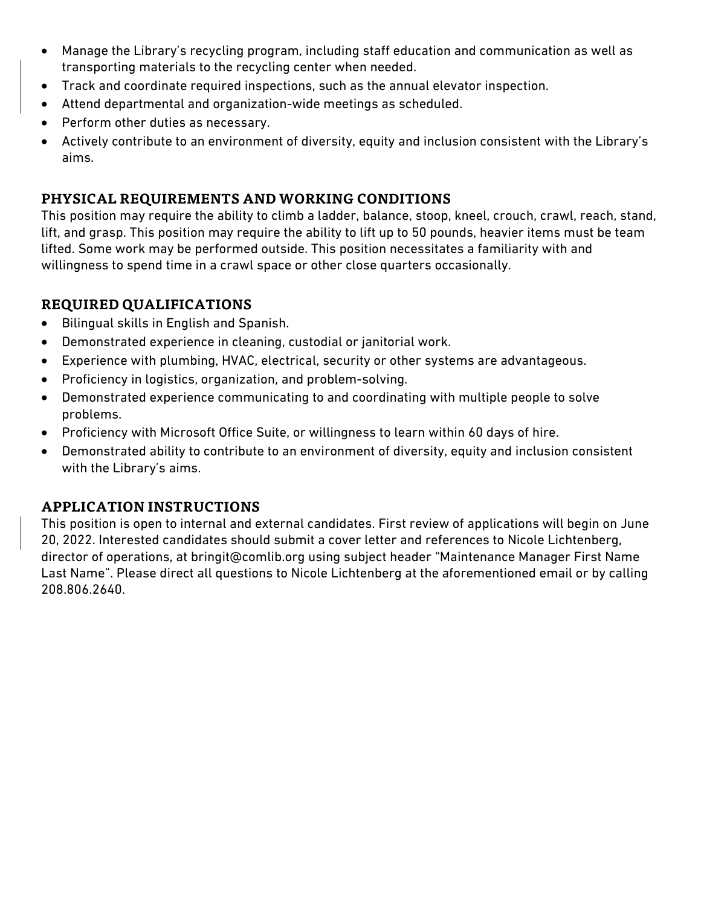- Manage the Library's recycling program, including staff education and communication as well as transporting materials to the recycling center when needed.
- Track and coordinate required inspections, such as the annual elevator inspection.
- Attend departmental and organization-wide meetings as scheduled.
- Perform other duties as necessary.
- Actively contribute to an environment of diversity, equity and inclusion consistent with the Library's aims.

## PHYSICAL REQUIREMENTS AND WORKING CONDITIONS

This position may require the ability to climb a ladder, balance, stoop, kneel, crouch, crawl, reach, stand, lift, and grasp. This position may require the ability to lift up to 50 pounds, heavier items must be team lifted. Some work may be performed outside. This position necessitates a familiarity with and willingness to spend time in a crawl space or other close quarters occasionally.

## REQUIRED QUALIFICATIONS

- Bilingual skills in English and Spanish.
- Demonstrated experience in cleaning, custodial or janitorial work.
- Experience with plumbing, HVAC, electrical, security or other systems are advantageous.
- Proficiency in logistics, organization, and problem-solving.
- Demonstrated experience communicating to and coordinating with multiple people to solve problems.
- Proficiency with Microsoft Office Suite, or willingness to learn within 60 days of hire.
- Demonstrated ability to contribute to an environment of diversity, equity and inclusion consistent with the Library's aims.

## APPLICATION INSTRUCTIONS

This position is open to internal and external candidates. First review of applications will begin on June 20, 2022. Interested candidates should submit a cover letter and references to Nicole Lichtenberg, director of operations, at bringit@comlib.org using subject header "Maintenance Manager First Name Last Name". Please direct all questions to Nicole Lichtenberg at the aforementioned email or by calling 208.806.2640.